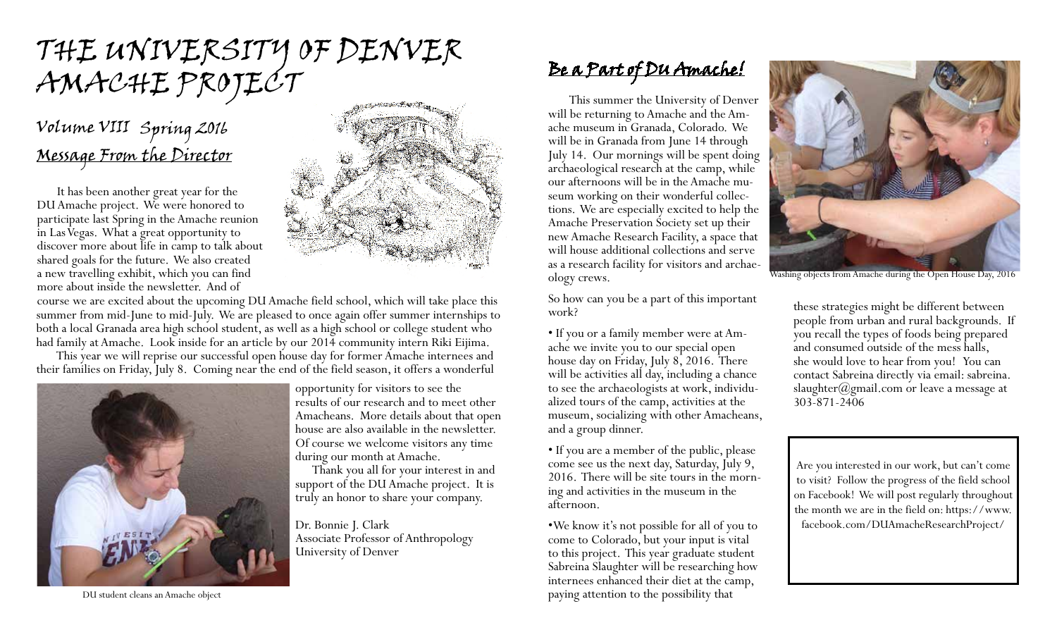# THE UNIVERSITY OF DENVER AMACHE PROJECT

## Volume VIII Spring 2016

## Message From the Director

It has been another great year for the DU Amache project. We were honored to participate last Spring in the Amache reunion in Las Vegas. What a great opportunity to discover more about life in camp to talk about shared goals for the future. We also created a new travelling exhibit, which you can find more about inside the newsletter. And of course we are excited about the upcoming DU Amache field school, which will take place this summer from mid-June to mid-July. We are pleased to once again offer summer internships to both a local Granada area high school student, as well as a high school or college student who had family at Amache. Look inside for an article by our 2014 community intern Riki Eijima.

This year we will reprise our successful open house day for former Amache internees and their families on Friday, July 8. Coming near the end of the field season, it offers a wonderful opportunity for visitors to see the results of our research and to meet other Amacheans. More details about that open house are also available in the newsletter. Of course we welcome visitors any time during our month at Amache.

Thank you all for your interest in and support of the DU Amache project. It is truly an honor to share your company.

Dr. Bonnie J. Clark
Associate Professor of Anthropology
University of Denver

DU student cleans an Amache object

## Be a Part of DU Amache!

This summer the University of Denver will be returning to Amache and the Amache museum in Granada, Colorado. We will be in Granada from June 14 through July 14. Our mornings will be spent doing archaeological research at the camp, while our afternoons will be in the Amache museum working on their wonderful collections. We are especially excited to help the Amache Preservation Society set up their new Amache Research Facility, a space that will house additional collections and serve as a research facility for visitors and archaeology crews.

So how can you be a part of this important work?

- If you or a family member were at Amache we invite you to our special open house day on Friday, July 8, 2016. There will be activities all day, including a chance to see the archaeologists at work, individualized tours of the camp, activities at the museum, socializing with other Amacheans, and a group dinner.

- If you are a member of the public, please come see us the next day, Saturday, July 9, 2016. There will be site tours in the morning and activities in the museum in the afternoon.

- We know it's not possible for all of you to come to Colorado, but your input is vital to this project. This year graduate student Sabreina Slaughter will be researching how internees enhanced their diet at the camp, paying attention to the possibility that these strategies might be different between people from urban and rural backgrounds. If you recall the types of foods being prepared and consumed outside of the mess halls, she would love to hear from you! You can contact Sabreina directly via email: sabreina.slaughter@gmail.com or leave a message at 303-871-2406

Washing objects from Amache during the Open House Day, 2016

Are you interested in our work, but can't come to visit? Follow the progress of the field school on Facebook! We will post regularly throughout the month we are in the field on: https://www.facebook.com/DUAmacheResearchProject/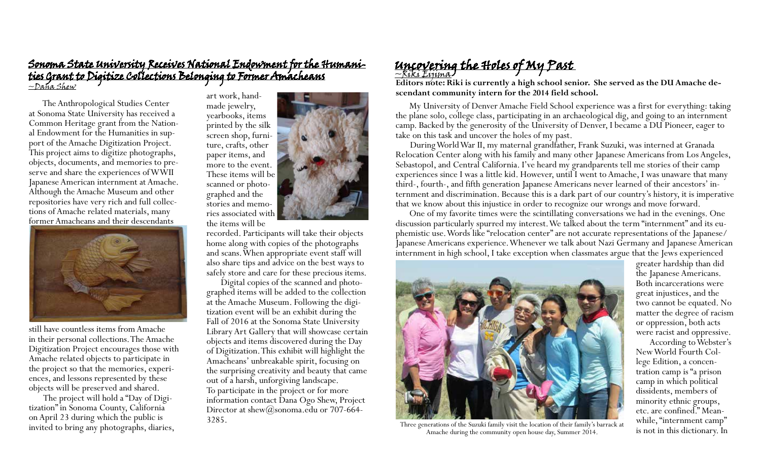## Sonoma State University Receives National Endowment for the Humanities Grant to Digitize Collections Belonging to Former Amacheans

~Dana Shew

The Anthropological Studies Center at Sonoma State University has received a Common Heritage grant from the National Endowment for the Humanities in support of the Amache Digitization Project. This project aims to digitize photographs, objects, documents, and memories to preserve and share the experiences of WWII Japanese American internment at Amache. Although the Amache Museum and other repositories have very rich and full collections of Amache related materials, many former Amacheans and their descendants still have countless items from Amache in their personal collections. The Amache Digitization Project encourages those with Amache related objects to participate in the project so that the memories, experiences, and lessons represented by these objects will be preserved and shared.

The project will hold a "Day of Digitization" in Sonoma County, California on April 23 during which the public is invited to bring any photographs, diaries, art work, handmade jewelry, yearbooks, items printed by the silk screen shop, furniture, crafts, other paper items, and more to the event. These items will be scanned or photographed and the stories and memories associated with the items will be recorded. Participants will take their objects home along with copies of the photographs and scans. When appropriate event staff will also share tips and advice on the best ways to safely store and care for these precious items.

Digital copies of the scanned and photographed items will be added to the collection at the Amache Museum. Following the digitization event will be an exhibit during the Fall of 2016 at the Sonoma State University Library Art Gallery that will showcase certain objects and items discovered during the Day of Digitization. This exhibit will highlight the Amacheans' unbreakable spirit, focusing on the surprising creativity and beauty that came out of a harsh, unforgiving landscape.

To participate in the project or for more information contact Dana Ogo Shew, Project Director at shew@sonoma.edu or 707-664-3285.

## Uncovering the Holes of My Past

~Riki Eijima

**Editors note: Riki is currently a high school senior. She served as the DU Amache descendant community intern for the 2014 field school.**

My University of Denver Amache Field School experience was a first for everything: taking the plane solo, college class, participating in an archaeological dig, and going to an internment camp. Backed by the generosity of the University of Denver, I became a DU Pioneer, eager to take on this task and uncover the holes of my past.

During World War II, my maternal grandfather, Frank Suzuki, was interned at Granada Relocation Center along with his family and many other Japanese Americans from Los Angeles, Sebastopol, and Central California. I've heard my grandparents tell me stories of their camp experiences since I was a little kid. However, until I went to Amache, I was unaware that many third-, fourth-, and fifth generation Japanese Americans never learned of their ancestors' internment and discrimination. Because this is a dark part of our country's history, it is imperative that we know about this injustice in order to recognize our wrongs and move forward.

One of my favorite times were the scintillating conversations we had in the evenings. One discussion particularly spurred my interest. We talked about the term "internment" and its euphemistic use. Words like "relocation center" are not accurate representations of the Japanese/Japanese Americans experience. Whenever we talk about Nazi Germany and Japanese American internment in high school, I take exception when classmates argue that the Jews experienced greater hardship than did the Japanese Americans. Both incarcerations were great injustices, and the two cannot be equated. No matter the degree of racism or oppression, both acts were racist and oppressive.

Three generations of the Suzuki family visit the location of their family's barrack at Amache during the community open house day, Summer 2014.

According to Webster's New World Fourth College Edition, a concentration camp is "a prison camp in which political dissidents, members of minority ethnic groups, etc. are confined." Meanwhile, "internment camp" is not in this dictionary. In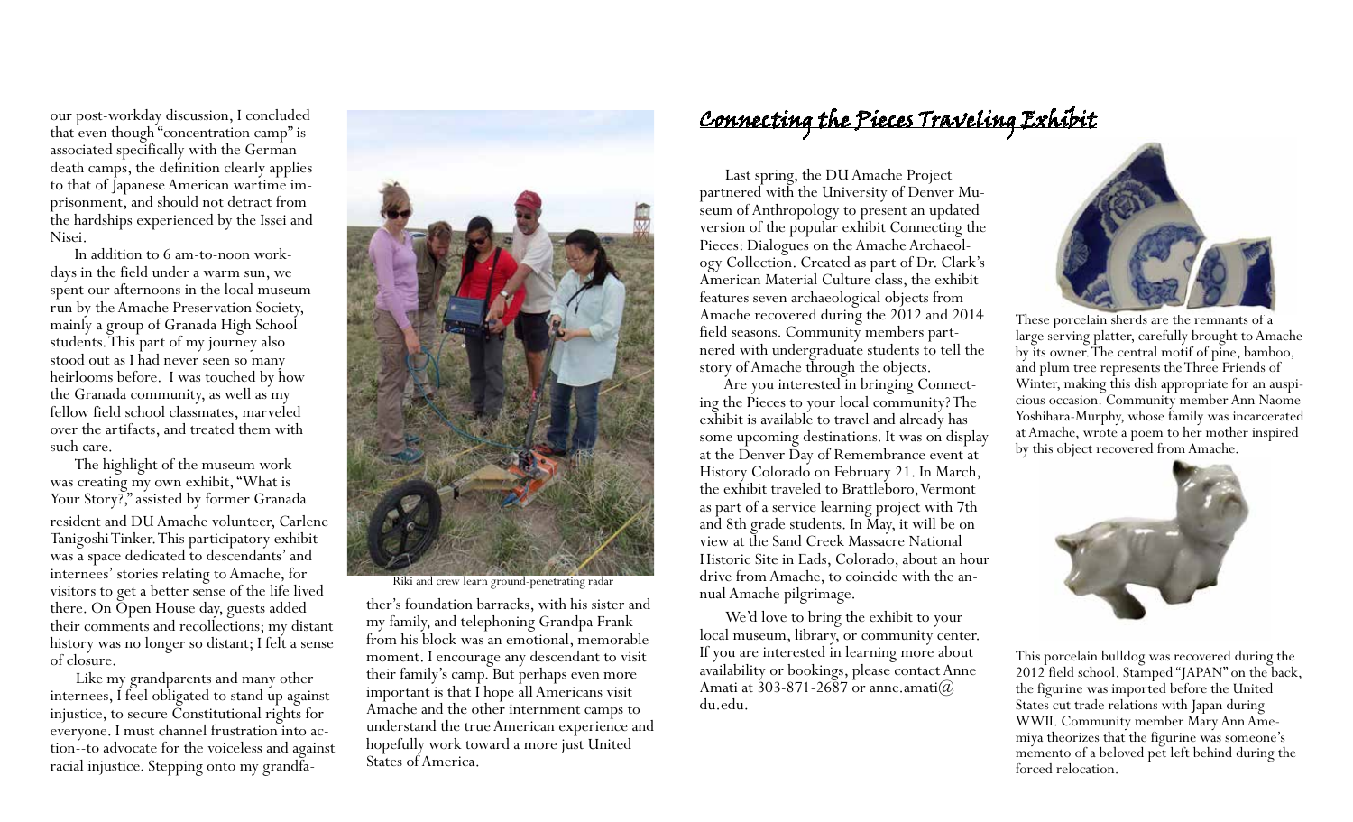our post-workday discussion, I concluded that even though "concentration camp" is associated specifically with the German death camps, the definition clearly applies to that of Japanese American wartime imprisonment, and should not detract from the hardships experienced by the Issei and Nisei.

In addition to 6 am-to-noon workdays in the field under a warm sun, we spent our afternoons in the local museum run by the Amache Preservation Society, mainly a group of Granada High School students. This part of my journey also stood out as I had never seen so many heirlooms before. I was touched by how the Granada community, as well as my fellow field school classmates, marveled over the artifacts, and treated them with such care.

The highlight of the museum work was creating my own exhibit, "What is Your Story?," assisted by former Granada resident and DU Amache volunteer, Carlene Tanigoshi Tinker. This participatory exhibit was a space dedicated to descendants' and internees' stories relating to Amache, for visitors to get a better sense of the life lived there. On Open House day, guests added their comments and recollections; my distant history was no longer so distant; I felt a sense of closure.

Like my grandparents and many other internees, I feel obligated to stand up against injustice, to secure Constitutional rights for everyone. I must channel frustration into action--to advocate for the voiceless and against racial injustice. Stepping onto my grandfather's foundation barracks, with his sister and my family, and telephoning Grandpa Frank from his block was an emotional, memorable moment. I encourage any descendant to visit their family's camp. But perhaps even more important is that I hope all Americans visit Amache and the other internment camps to understand the true American experience and hopefully work toward a more just United States of America.

Riki and crew learn ground-penetrating radar

## Connecting the Pieces Traveling Exhibit

Last spring, the DU Amache Project partnered with the University of Denver Museum of Anthropology to present an updated version of the popular exhibit Connecting the Pieces: Dialogues on the Amache Archaeology Collection. Created as part of Dr. Clark's American Material Culture class, the exhibit features seven archaeological objects from Amache recovered during the 2012 and 2014 field seasons. Community members partnered with undergraduate students to tell the story of Amache through the objects.

Are you interested in bringing Connecting the Pieces to your local community? The exhibit is available to travel and already has some upcoming destinations. It was on display at the Denver Day of Remembrance event at History Colorado on February 21. In March, the exhibit traveled to Brattleboro, Vermont as part of a service learning project with 7th and 8th grade students. In May, it will be on view at the Sand Creek Massacre National Historic Site in Eads, Colorado, about an hour drive from Amache, to coincide with the annual Amache pilgrimage.

We'd love to bring the exhibit to your local museum, library, or community center. If you are interested in learning more about availability or bookings, please contact Anne Amati at 303-871-2687 or anne.amati@du.edu.

These porcelain sherds are the remnants of a large serving platter, carefully brought to Amache by its owner. The central motif of pine, bamboo, and plum tree represents the Three Friends of Winter, making this dish appropriate for an auspicious occasion. Community member Ann Naome Yoshihara-Murphy, whose family was incarcerated at Amache, wrote a poem to her mother inspired by this object recovered from Amache.

This porcelain bulldog was recovered during the 2012 field school. Stamped "JAPAN" on the back, the figurine was imported before the United States cut trade relations with Japan during WWII. Community member Mary Ann Amemiya theorizes that the figurine was someone's memento of a beloved pet left behind during the forced relocation.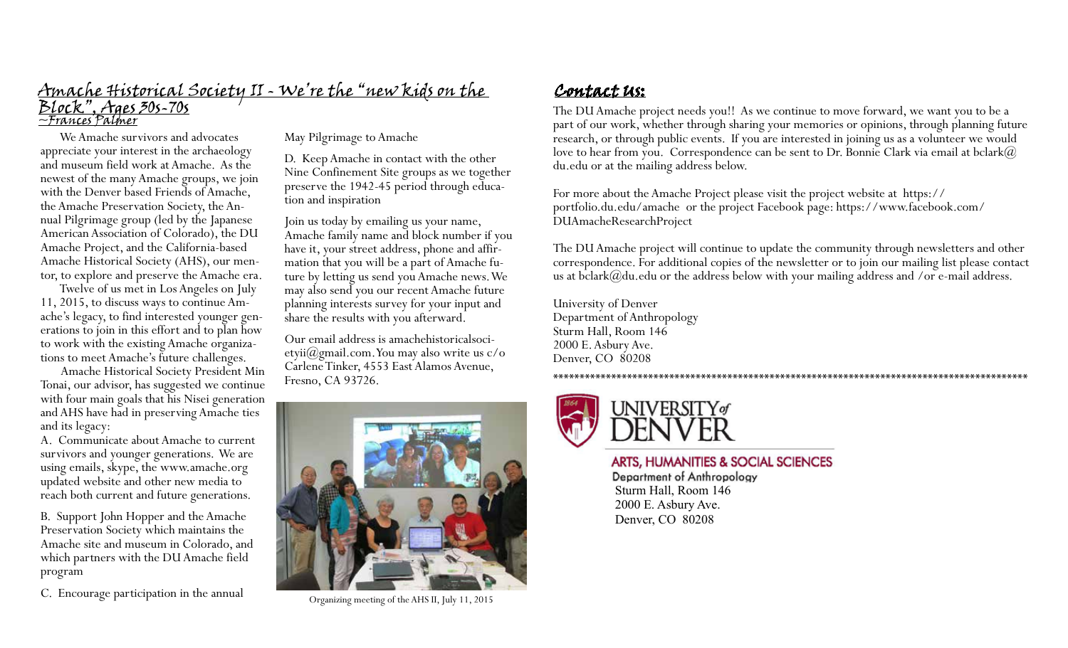## Amache Historical Society II - We're the "new kids on the Block", Ages 30s-70s

*~Frances Palmer*

We Amache survivors and advocates appreciate your interest in the archaeology and museum field work at Amache. As the newest of the many Amache groups, we join with the Denver based Friends of Amache, the Amache Preservation Society, the Annual Pilgrimage group (led by the Japanese American Association of Colorado), the DU Amache Project, and the California-based Amache Historical Society (AHS), our mentor, to explore and preserve the Amache era.

Twelve of us met in Los Angeles on July 11, 2015, to discuss ways to continue Amache's legacy, to find interested younger generations to join in this effort and to plan how to work with the existing Amache organizations to meet Amache's future challenges.

Amache Historical Society President Min Tonai, our advisor, has suggested we continue with four main goals that his Nisei generation and AHS have had in preserving Amache ties and its legacy:

A. Communicate about Amache to current survivors and younger generations. We are using emails, skype, the www.amache.org updated website and other new media to reach both current and future generations.

B. Support John Hopper and the Amache Preservation Society which maintains the Amache site and museum in Colorado, and which partners with the DU Amache field program

C. Encourage participation in the annual May Pilgrimage to Amache

D. Keep Amache in contact with the other Nine Confinement Site groups as we together preserve the 1942-45 period through education and inspiration

Join us today by emailing us your name, Amache family name and block number if you have it, your street address, phone and affirmation that you will be a part of Amache future by letting us send you Amache news. We may also send you our recent Amache future planning interests survey for your input and share the results with you afterward.

Our email address is amachehistoricalsocietyii@gmail.com. You may also write us c/o Carlene Tinker, 4553 East Alamos Avenue, Fresno, CA 93726.

Organizing meeting of the AHS II, July 11, 2015

## Contact Us:

The DU Amache project needs you!! As we continue to move forward, we want you to be a part of our work, whether through sharing your memories or opinions, through planning future research, or through public events. If you are interested in joining us as a volunteer we would love to hear from you. Correspondence can be sent to Dr. Bonnie Clark via email at bclark@du.edu or at the mailing address below.

For more about the Amache Project please visit the project website at https://portfolio.du.edu/amache or the project Facebook page: https://www.facebook.com/DUAmacheResearchProject

The DU Amache project will continue to update the community through newsletters and other correspondence. For additional copies of the newsletter or to join our mailing list please contact us at bclark@du.edu or the address below with your mailing address and /or e-mail address.

University of Denver
Department of Anthropology
Sturm Hall, Room 146
2000 E. Asbury Ave.
Denver, CO 80208

UNIVERSITY of DENVER

ARTS, HUMANITIES & SOCIAL SCIENCES
Department of Anthropology
Sturm Hall, Room 146
2000 E. Asbury Ave.
Denver, CO 80208